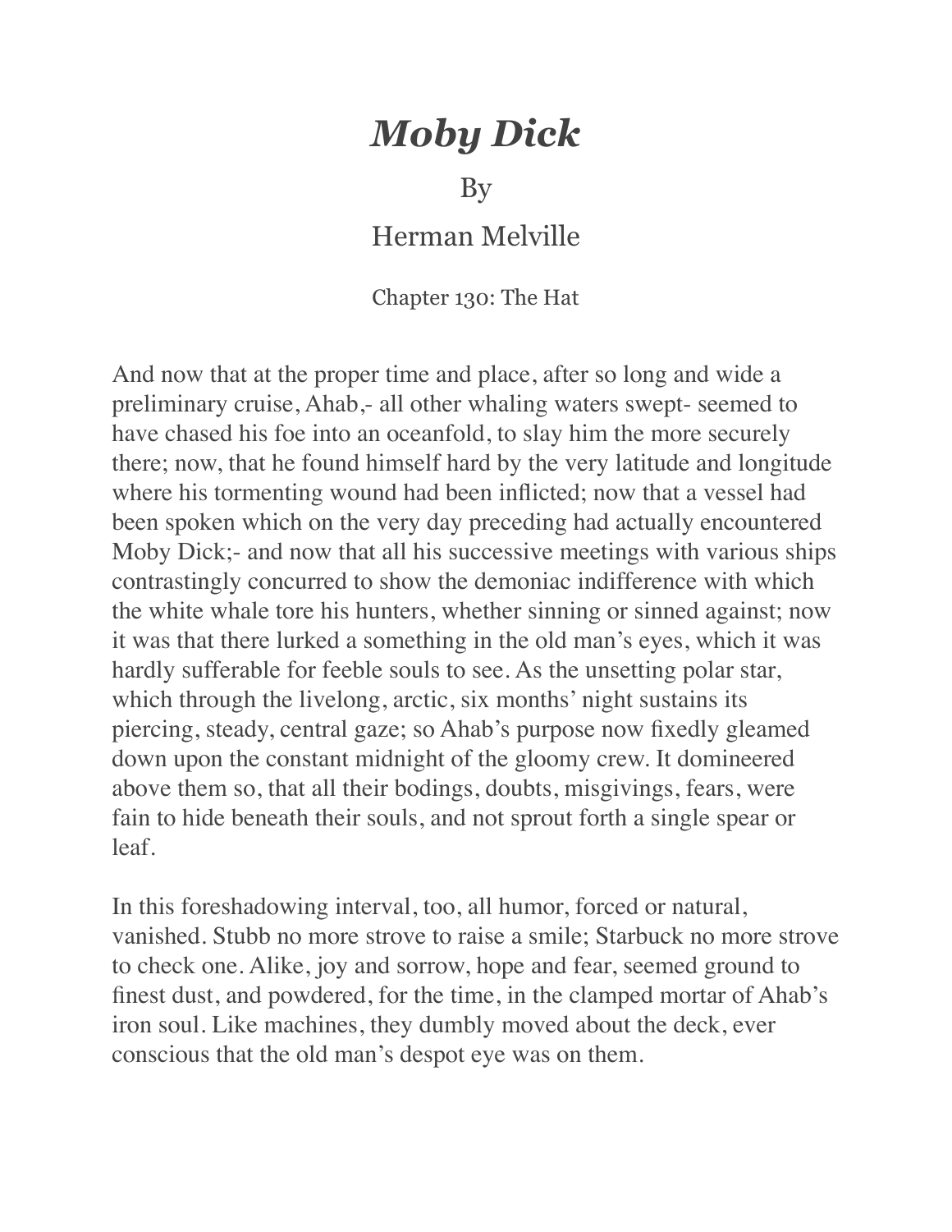# *Moby Dick*

By

Herman Melville

Chapter 130: The Hat

And now that at the proper time and place, after so long and wide a preliminary cruise, Ahab,- all other whaling waters swept- seemed to have chased his foe into an oceanfold, to slay him the more securely there; now, that he found himself hard by the very latitude and longitude where his tormenting wound had been inflicted; now that a vessel had been spoken which on the very day preceding had actually encountered Moby Dick;- and now that all his successive meetings with various ships contrastingly concurred to show the demoniac indifference with which the white whale tore his hunters, whether sinning or sinned against; now it was that there lurked a something in the old man's eyes, which it was hardly sufferable for feeble souls to see. As the unsetting polar star, which through the livelong, arctic, six months' night sustains its piercing, steady, central gaze; so Ahab's purpose now fixedly gleamed down upon the constant midnight of the gloomy crew. It domineered above them so, that all their bodings, doubts, misgivings, fears, were fain to hide beneath their souls, and not sprout forth a single spear or leaf.

In this foreshadowing interval, too, all humor, forced or natural, vanished. Stubb no more strove to raise a smile; Starbuck no more strove to check one. Alike, joy and sorrow, hope and fear, seemed ground to finest dust, and powdered, for the time, in the clamped mortar of Ahab's iron soul. Like machines, they dumbly moved about the deck, ever conscious that the old man's despot eye was on them.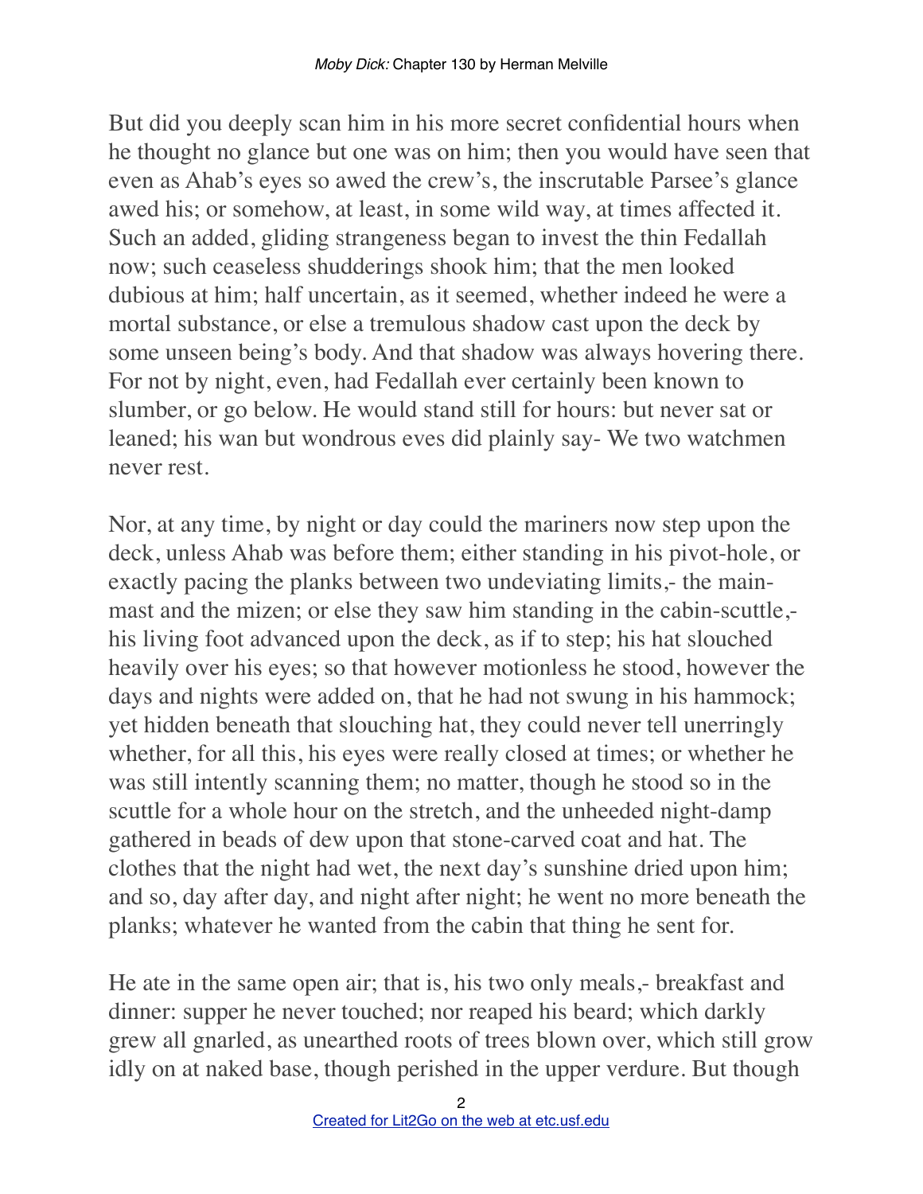But did you deeply scan him in his more secret confidential hours when he thought no glance but one was on him; then you would have seen that even as Ahab's eyes so awed the crew's, the inscrutable Parsee's glance awed his; or somehow, at least, in some wild way, at times affected it. Such an added, gliding strangeness began to invest the thin Fedallah now; such ceaseless shudderings shook him; that the men looked dubious at him; half uncertain, as it seemed, whether indeed he were a mortal substance, or else a tremulous shadow cast upon the deck by some unseen being's body. And that shadow was always hovering there. For not by night, even, had Fedallah ever certainly been known to slumber, or go below. He would stand still for hours: but never sat or leaned; his wan but wondrous eves did plainly say- We two watchmen never rest.

Nor, at any time, by night or day could the mariners now step upon the deck, unless Ahab was before them; either standing in his pivot-hole, or exactly pacing the planks between two undeviating limits,- the main-mast and the mizen; or else they saw him standing in the cabin-scuttle,- his living foot advanced upon the deck, as if to step; his hat slouched heavily over his eyes; so that however motionless he stood, however the days and nights were added on, that he had not swung in his hammock; yet hidden beneath that slouching hat, they could never tell unerringly whether, for all this, his eyes were really closed at times; or whether he was still intently scanning them; no matter, though he stood so in the scuttle for a whole hour on the stretch, and the unheeded night-damp gathered in beads of dew upon that stone-carved coat and hat. The clothes that the night had wet, the next day's sunshine dried upon him; and so, day after day, and night after night; he went no more beneath the planks; whatever he wanted from the cabin that thing he sent for.

He ate in the same open air; that is, his two only meals,- breakfast and dinner: supper he never touched; nor reaped his beard; which darkly grew all gnarled, as unearthed roots of trees blown over, which still grow idly on at naked base, though perished in the upper verdure. But though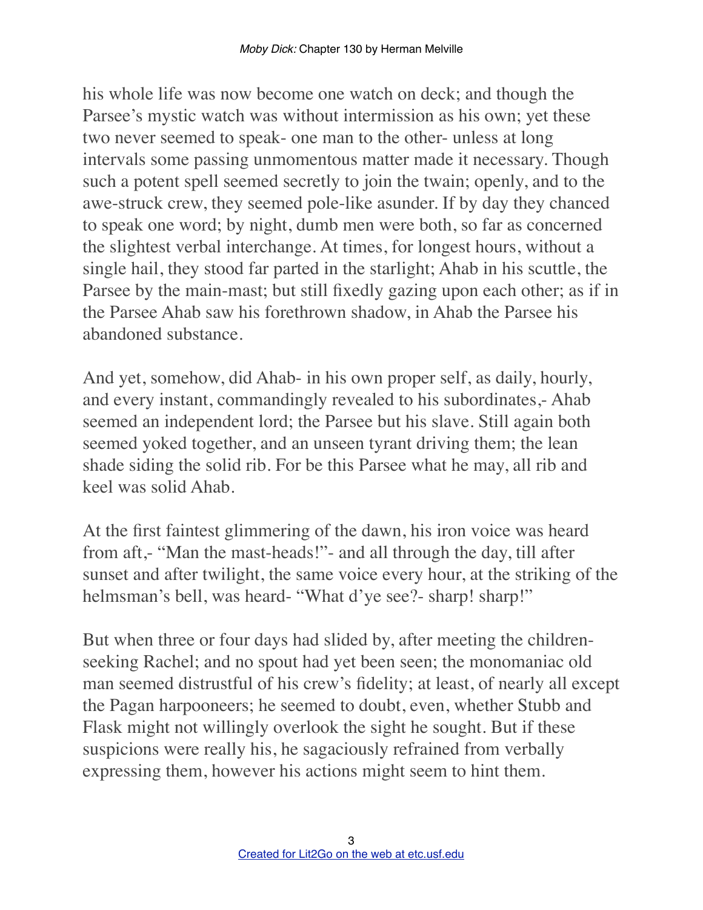his whole life was now become one watch on deck; and though the Parsee's mystic watch was without intermission as his own; yet these two never seemed to speak- one man to the other- unless at long intervals some passing unmomentous matter made it necessary. Though such a potent spell seemed secretly to join the twain; openly, and to the awe-struck crew, they seemed pole-like asunder. If by day they chanced to speak one word; by night, dumb men were both, so far as concerned the slightest verbal interchange. At times, for longest hours, without a single hail, they stood far parted in the starlight; Ahab in his scuttle, the Parsee by the main-mast; but still fixedly gazing upon each other; as if in the Parsee Ahab saw his forethrown shadow, in Ahab the Parsee his abandoned substance.

And yet, somehow, did Ahab- in his own proper self, as daily, hourly, and every instant, commandingly revealed to his subordinates,- Ahab seemed an independent lord; the Parsee but his slave. Still again both seemed yoked together, and an unseen tyrant driving them; the lean shade siding the solid rib. For be this Parsee what he may, all rib and keel was solid Ahab.

At the first faintest glimmering of the dawn, his iron voice was heard from aft,- "Man the mast-heads!"- and all through the day, till after sunset and after twilight, the same voice every hour, at the striking of the helmsman's bell, was heard- "What d'ye see?- sharp! sharp!"

But when three or four days had slided by, after meeting the children-seeking Rachel; and no spout had yet been seen; the monomaniac old man seemed distrustful of his crew's fidelity; at least, of nearly all except the Pagan harpooneers; he seemed to doubt, even, whether Stubb and Flask might not willingly overlook the sight he sought. But if these suspicions were really his, he sagaciously refrained from verbally expressing them, however his actions might seem to hint them.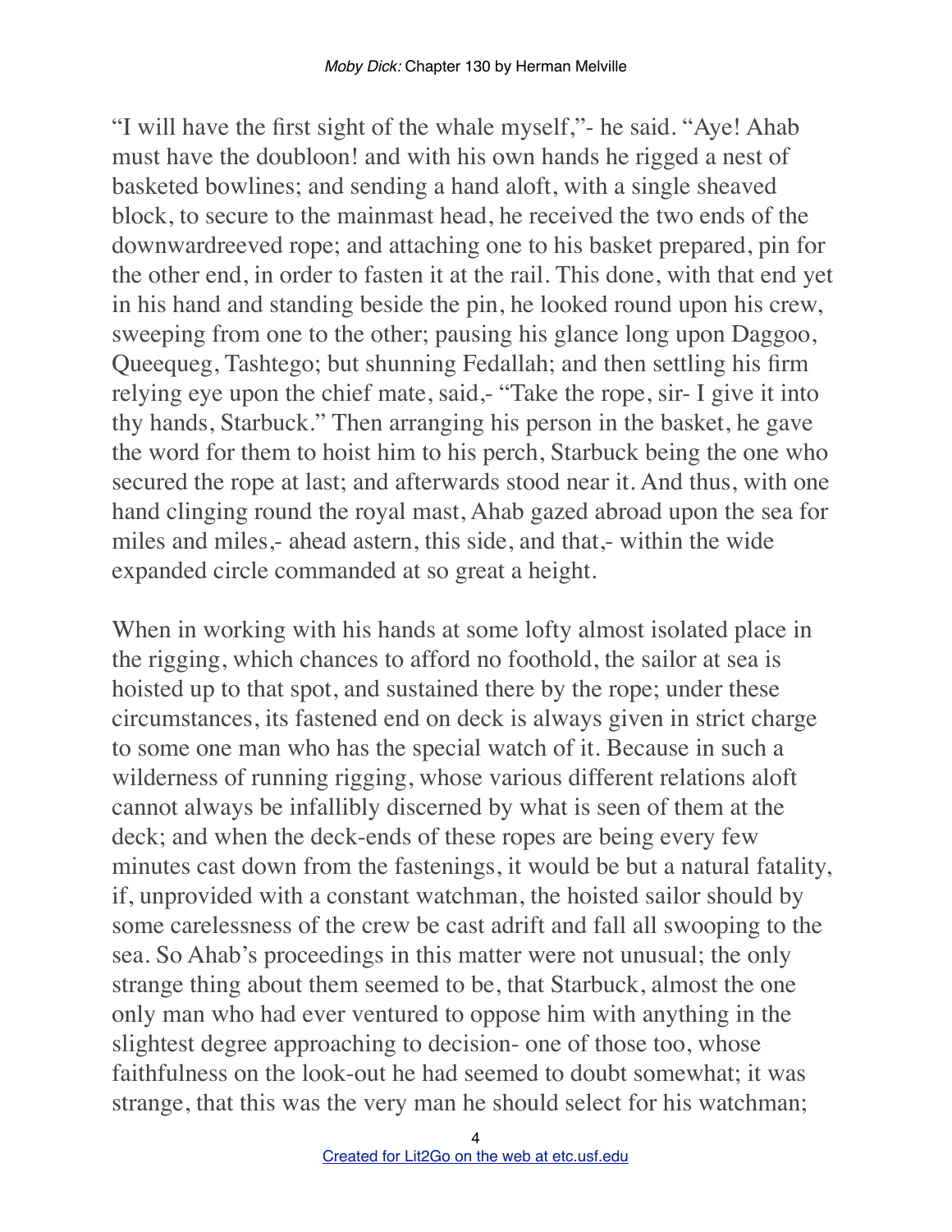"I will have the first sight of the whale myself,"- he said. "Aye! Ahab must have the doubloon! and with his own hands he rigged a nest of basketed bowlines; and sending a hand aloft, with a single sheaved block, to secure to the mainmast head, he received the two ends of the downwardreeved rope; and attaching one to his basket prepared, pin for the other end, in order to fasten it at the rail. This done, with that end yet in his hand and standing beside the pin, he looked round upon his crew, sweeping from one to the other; pausing his glance long upon Daggoo, Queequeg, Tashtego; but shunning Fedallah; and then settling his firm relying eye upon the chief mate, said,- "Take the rope, sir- I give it into thy hands, Starbuck." Then arranging his person in the basket, he gave the word for them to hoist him to his perch, Starbuck being the one who secured the rope at last; and afterwards stood near it. And thus, with one hand clinging round the royal mast, Ahab gazed abroad upon the sea for miles and miles,- ahead astern, this side, and that,- within the wide expanded circle commanded at so great a height.

When in working with his hands at some lofty almost isolated place in the rigging, which chances to afford no foothold, the sailor at sea is hoisted up to that spot, and sustained there by the rope; under these circumstances, its fastened end on deck is always given in strict charge to some one man who has the special watch of it. Because in such a wilderness of running rigging, whose various different relations aloft cannot always be infallibly discerned by what is seen of them at the deck; and when the deck-ends of these ropes are being every few minutes cast down from the fastenings, it would be but a natural fatality, if, unprovided with a constant watchman, the hoisted sailor should by some carelessness of the crew be cast adrift and fall all swooping to the sea. So Ahab's proceedings in this matter were not unusual; the only strange thing about them seemed to be, that Starbuck, almost the one only man who had ever ventured to oppose him with anything in the slightest degree approaching to decision- one of those too, whose faithfulness on the look-out he had seemed to doubt somewhat; it was strange, that this was the very man he should select for his watchman;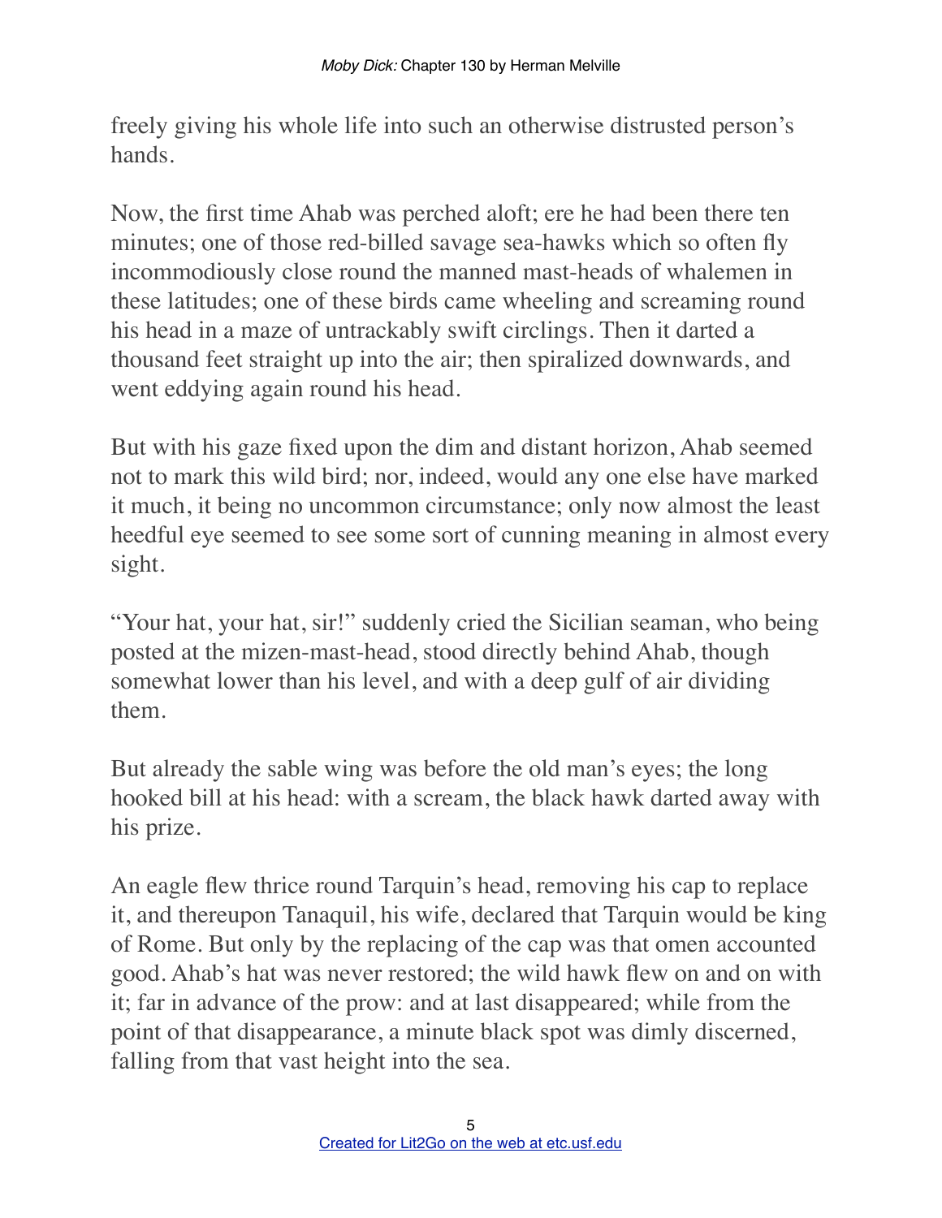freely giving his whole life into such an otherwise distrusted person's hands.

Now, the first time Ahab was perched aloft; ere he had been there ten minutes; one of those red-billed savage sea-hawks which so often fly incommodiously close round the manned mast-heads of whalemen in these latitudes; one of these birds came wheeling and screaming round his head in a maze of untrackably swift circlings. Then it darted a thousand feet straight up into the air; then spiralized downwards, and went eddying again round his head.

But with his gaze fixed upon the dim and distant horizon, Ahab seemed not to mark this wild bird; nor, indeed, would any one else have marked it much, it being no uncommon circumstance; only now almost the least heedful eye seemed to see some sort of cunning meaning in almost every sight.

"Your hat, your hat, sir!" suddenly cried the Sicilian seaman, who being posted at the mizen-mast-head, stood directly behind Ahab, though somewhat lower than his level, and with a deep gulf of air dividing them.

But already the sable wing was before the old man's eyes; the long hooked bill at his head: with a scream, the black hawk darted away with his prize.

An eagle flew thrice round Tarquin's head, removing his cap to replace it, and thereupon Tanaquil, his wife, declared that Tarquin would be king of Rome. But only by the replacing of the cap was that omen accounted good. Ahab's hat was never restored; the wild hawk flew on and on with it; far in advance of the prow: and at last disappeared; while from the point of that disappearance, a minute black spot was dimly discerned, falling from that vast height into the sea.